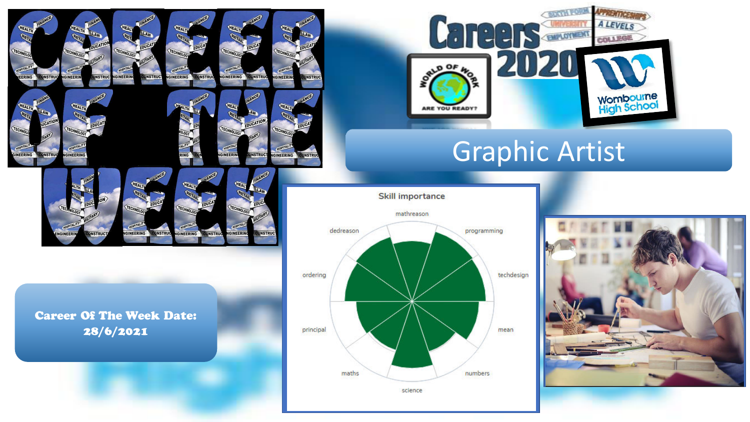# Career Of The Week

# Careers 2020

Sixth Form | University | Employment | Apprenticeships | A Levels | College

World of Work — Are you ready?

Wombourne High School

## Graphic Artist

**Career Of The Week Date: 28/6/2021**

Skill importance

- mathreason
- programming
- techdesign
- mean
- numbers
- science
- maths
- principal
- ordering
- dedreason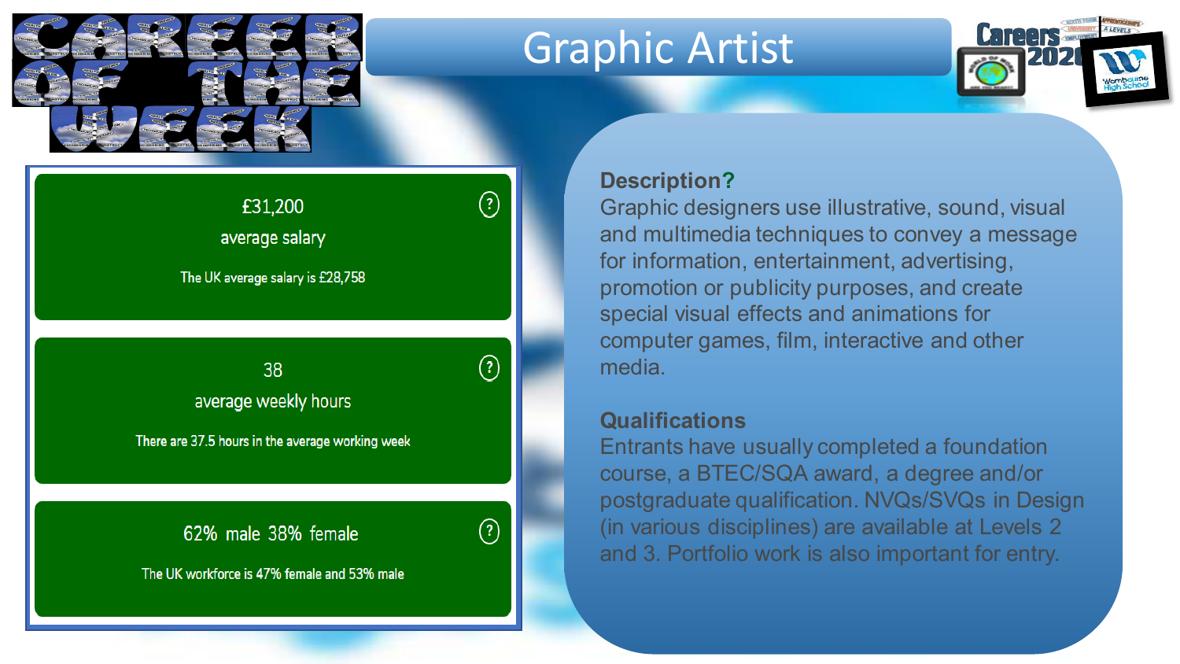CAREER OF THE WEEK

# Graphic Artist

Careers 2020

£31,200

average salary

The UK average salary is £28,758

38

average weekly hours

There are 37.5 hours in the average working week

62% male 38% female

The UK workforce is 47% female and 53% male

**Description?**

Graphic designers use illustrative, sound, visual and multimedia techniques to convey a message for information, entertainment, advertising, promotion or publicity purposes, and create special visual effects and animations for computer games, film, interactive and other media.

**Qualifications**

Entrants have usually completed a foundation course, a BTEC/SQA award, a degree and/or postgraduate qualification. NVQs/SVQs in Design (in various disciplines) are available at Levels 2 and 3. Portfolio work is also important for entry.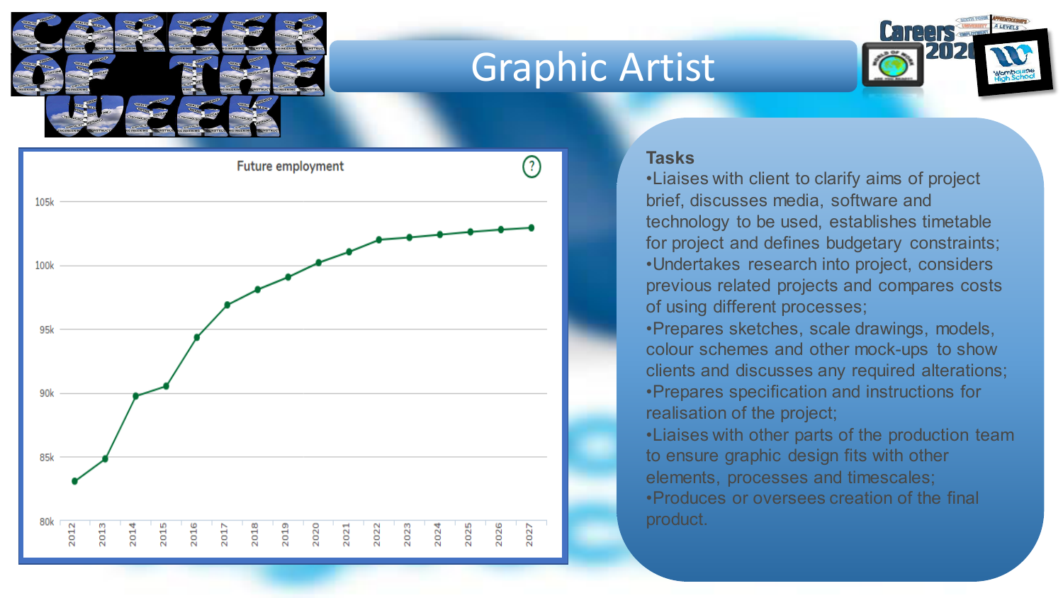# Graphic Artist

Future employment

| Year | Employment (approx.) |
|---|---|
| 2012 | 83k |
| 2013 | 84.8k |
| 2014 | 89.8k |
| 2015 | 90.6k |
| 2016 | 94.4k |
| 2017 | 96.9k |
| 2018 | 98.1k |
| 2019 | 99.1k |
| 2020 | 100.3k |
| 2021 | 101.1k |
| 2022 | 102k |
| 2023 | 102.2k |
| 2024 | 102.4k |
| 2025 | 102.6k |
| 2026 | 102.8k |
| 2027 | 102.9k |

## Tasks

- Liaises with client to clarify aims of project brief, discusses media, software and technology to be used, establishes timetable for project and defines budgetary constraints;
- Undertakes research into project, considers previous related projects and compares costs of using different processes;
- Prepares sketches, scale drawings, models, colour schemes and other mock-ups to show clients and discusses any required alterations;
- Prepares specification and instructions for realisation of the project;
- Liaises with other parts of the production team to ensure graphic design fits with other elements, processes and timescales;
- Produces or oversees creation of the final product.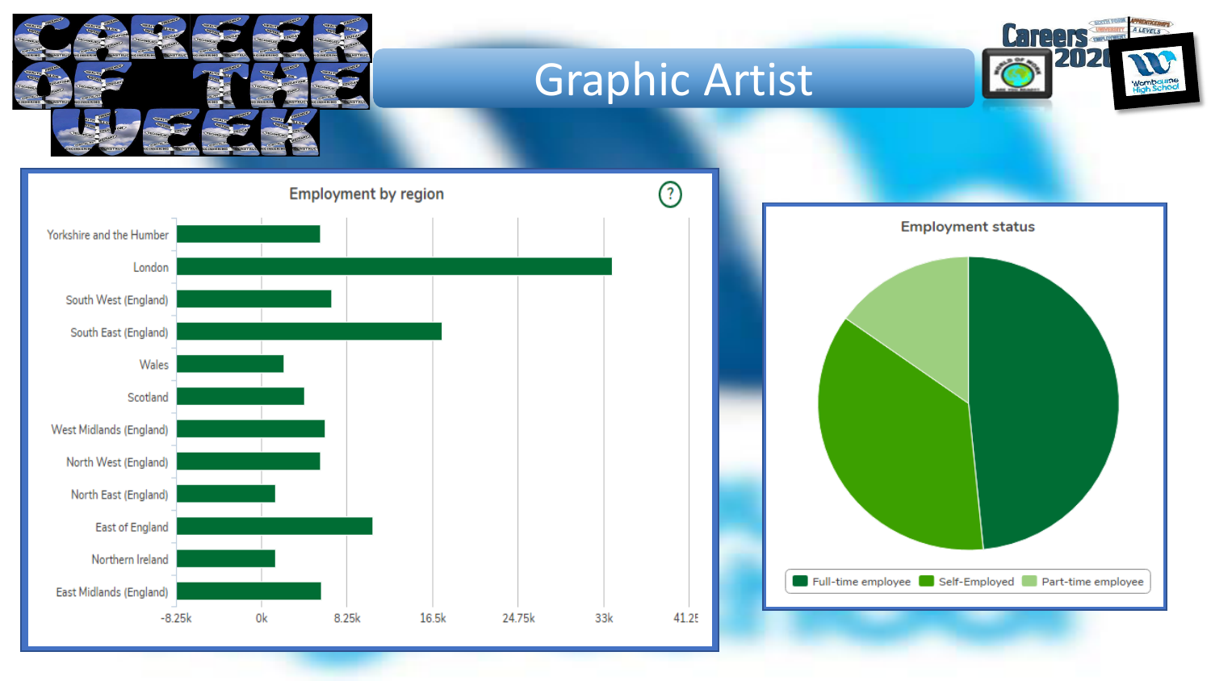CAREER OF THE WEEK

# Graphic Artist

Careers 2020

Wombwell High School

## Employment by region

Yorkshire and the Humber
London
South West (England)
South East (England)
Wales
Scotland
West Midlands (England)
North West (England)
North East (England)
East of England
Northern Ireland
East Midlands (England)

-8.25k
0k
8.25k
16.5k
24.75k
33k
41.25

## Employment status

Full-time employee
Self-Employed
Part-time employee